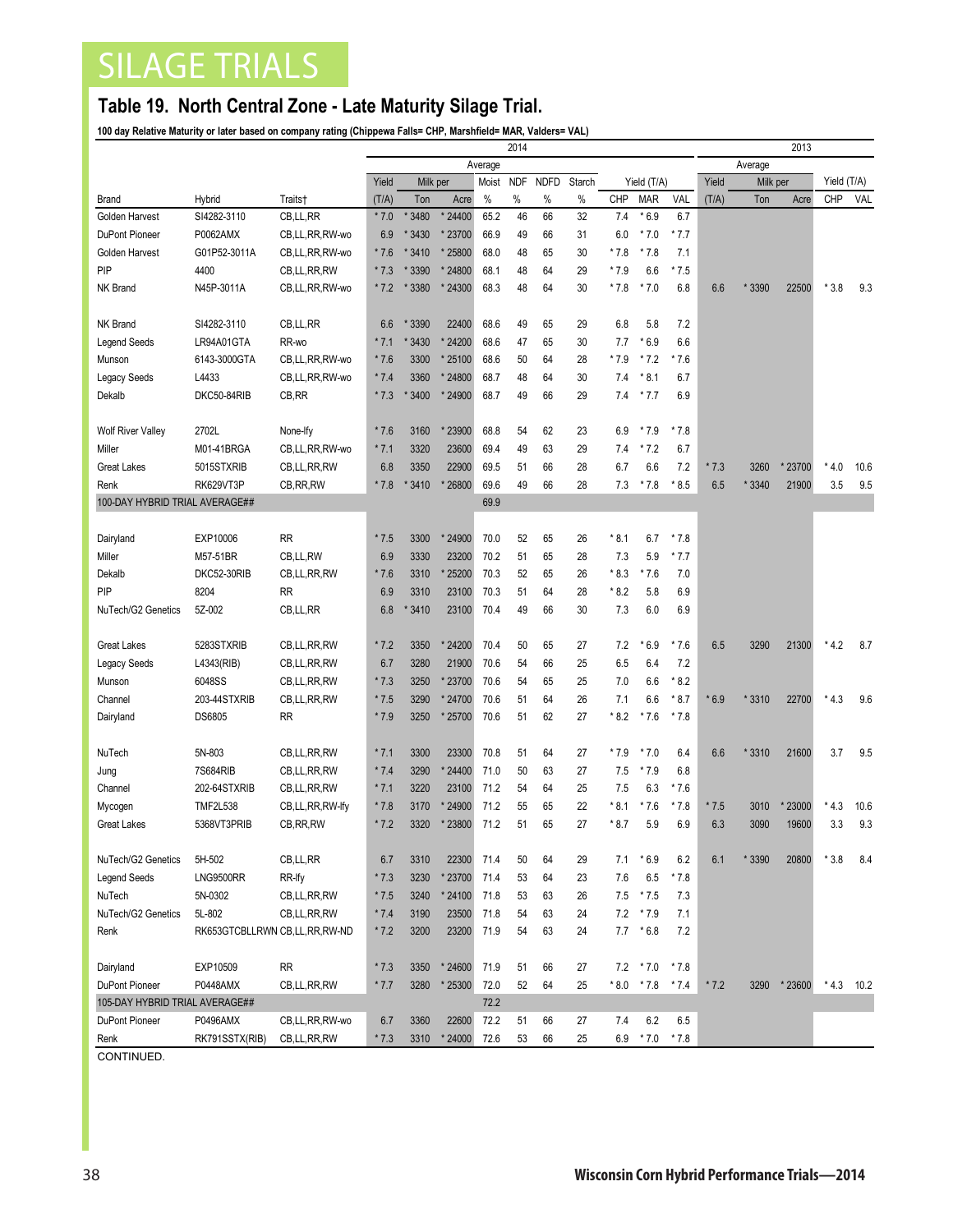# SILAGE TRIALS

## Table 19. North Central Zone - Late Maturity Silage Trial.

**100 day Relative Maturity or later based on company rating (Chippewa Falls= CHP, Marshfield= MAR, Valders= VAL)**

| | | | 2014 | | | | | | | | | | | 2013 | | | | |
|---|---|---|---|---|---|---|---|---|---|---|---|---|---|---|---|---|---|---|
| | | | Average | | | | | | | | | | | Average | | | | |
| | | | Yield | Milk per | | Moist | NDF | NDFD | Starch | Yield (T/A) | | | Yield | Milk per | | Yield (T/A) | |
| Brand | Hybrid | Traits† | (T/A) | Ton | Acre | % | % | % | % | CHP | MAR | VAL | (T/A) | Ton | Acre | CHP | VAL |
| Golden Harvest | SI4282-3110 | CB,LL,RR | * 7.0 | * 3480 | * 24400 | 65.2 | 46 | 66 | 32 | 7.4 | * 6.9 | 6.7 | | | | | |
| DuPont Pioneer | P0062AMX | CB,LL,RR,RW-wo | 6.9 | * 3430 | * 23700 | 66.9 | 49 | 66 | 31 | 6.0 | * 7.0 | * 7.7 | | | | | |
| Golden Harvest | G01P52-3011A | CB,LL,RR,RW-wo | * 7.6 | * 3410 | * 25800 | 68.0 | 48 | 65 | 30 | * 7.8 | * 7.8 | 7.1 | | | | | |
| PIP | 4400 | CB,LL,RR,RW | * 7.3 | * 3390 | * 24800 | 68.1 | 48 | 64 | 29 | * 7.9 | 6.6 | * 7.5 | | | | | |
| NK Brand | N45P-3011A | CB,LL,RR,RW-wo | * 7.2 | * 3380 | * 24300 | 68.3 | 48 | 64 | 30 | * 7.8 | * 7.0 | 6.8 | 6.6 | * 3390 | 22500 | * 3.8 | 9.3 |
| NK Brand | SI4282-3110 | CB,LL,RR | 6.6 | * 3390 | 22400 | 68.6 | 49 | 65 | 29 | 6.8 | 5.8 | 7.2 | | | | | |
| Legend Seeds | LR94A01GTA | RR-wo | * 7.1 | * 3430 | * 24200 | 68.6 | 47 | 65 | 30 | 7.7 | * 6.9 | 6.6 | | | | | |
| Munson | 6143-3000GTA | CB,LL,RR,RW-wo | * 7.6 | 3300 | * 25100 | 68.6 | 50 | 64 | 28 | * 7.9 | * 7.2 | * 7.6 | | | | | |
| Legacy Seeds | L4433 | CB,LL,RR,RW-wo | * 7.4 | 3360 | * 24800 | 68.7 | 48 | 64 | 30 | 7.4 | * 8.1 | 6.7 | | | | | |
| Dekalb | DKC50-84RIB | CB,RR | * 7.3 | * 3400 | * 24900 | 68.7 | 49 | 66 | 29 | 7.4 | * 7.7 | 6.9 | | | | | |
| Wolf River Valley | 2702L | None-lfy | * 7.6 | 3160 | * 23900 | 68.8 | 54 | 62 | 23 | 6.9 | * 7.9 | * 7.8 | | | | | |
| Miller | M01-41BRGA | CB,LL,RR,RW-wo | * 7.1 | 3320 | 23600 | 69.4 | 49 | 63 | 29 | 7.4 | * 7.2 | 6.7 | | | | | |
| Great Lakes | 5015STXRIB | CB,LL,RR,RW | 6.8 | 3350 | 22900 | 69.5 | 51 | 66 | 28 | 6.7 | 6.6 | 7.2 | * 7.3 | 3260 | * 23700 | * 4.0 | 10.6 |
| Renk | RK629VT3P | CB,RR,RW | * 7.8 | * 3410 | * 26800 | 69.6 | 49 | 66 | 28 | 7.3 | * 7.8 | * 8.5 | 6.5 | * 3340 | 21900 | 3.5 | 9.5 |
| 100-DAY HYBRID TRIAL AVERAGE## | | | | | | 69.9 | | | | | | | | | | | |
| Dairyland | EXP10006 | RR | * 7.5 | 3300 | * 24900 | 70.0 | 52 | 65 | 26 | * 8.1 | 6.7 | * 7.8 | | | | | |
| Miller | M57-51BR | CB,LL,RW | 6.9 | 3330 | 23200 | 70.2 | 51 | 65 | 28 | 7.3 | 5.9 | * 7.7 | | | | | |
| Dekalb | DKC52-30RIB | CB,LL,RR,RW | * 7.6 | 3310 | * 25200 | 70.3 | 52 | 65 | 26 | * 8.3 | * 7.6 | 7.0 | | | | | |
| PIP | 8204 | RR | 6.9 | 3310 | 23100 | 70.3 | 51 | 64 | 28 | * 8.2 | 5.8 | 6.9 | | | | | |
| NuTech/G2 Genetics | 5Z-002 | CB,LL,RR | 6.8 | * 3410 | 23100 | 70.4 | 49 | 66 | 30 | 7.3 | 6.0 | 6.9 | | | | | |
| Great Lakes | 5283STXRIB | CB,LL,RR,RW | * 7.2 | 3350 | * 24200 | 70.4 | 50 | 65 | 27 | 7.2 | * 6.9 | * 7.6 | 6.5 | 3290 | 21300 | * 4.2 | 8.7 |
| Legacy Seeds | L4343(RIB) | CB,LL,RR,RW | 6.7 | 3280 | 21900 | 70.6 | 54 | 66 | 25 | 6.5 | 6.4 | 7.2 | | | | | |
| Munson | 6048SS | CB,LL,RR,RW | * 7.3 | 3250 | * 23700 | 70.6 | 54 | 65 | 25 | 7.0 | 6.6 | * 8.2 | | | | | |
| Channel | 203-44STXRIB | CB,LL,RR,RW | * 7.5 | 3290 | * 24700 | 70.6 | 51 | 64 | 26 | 7.1 | 6.6 | * 8.7 | * 6.9 | * 3310 | 22700 | * 4.3 | 9.6 |
| Dairyland | DS6805 | RR | * 7.9 | 3250 | * 25700 | 70.6 | 51 | 62 | 27 | * 8.2 | * 7.6 | * 7.8 | | | | | |
| NuTech | 5N-803 | CB,LL,RR,RW | * 7.1 | 3300 | 23300 | 70.8 | 51 | 64 | 27 | * 7.9 | * 7.0 | 6.4 | 6.6 | * 3310 | 21600 | 3.7 | 9.5 |
| Jung | 7S684RIB | CB,LL,RR,RW | * 7.4 | 3290 | * 24400 | 71.0 | 50 | 63 | 27 | 7.5 | * 7.9 | 6.8 | | | | | |
| Channel | 202-64STXRIB | CB,LL,RR,RW | * 7.1 | 3220 | 23100 | 71.2 | 54 | 64 | 25 | 7.5 | 6.3 | * 7.6 | | | | | |
| Mycogen | TMF2L538 | CB,LL,RR,RW-lfy | * 7.8 | 3170 | * 24900 | 71.2 | 55 | 65 | 22 | * 8.1 | * 7.6 | * 7.8 | * 7.5 | 3010 | * 23000 | * 4.3 | 10.6 |
| Great Lakes | 5368VT3PRIB | CB,RR,RW | * 7.2 | 3320 | * 23800 | 71.2 | 51 | 65 | 27 | * 8.7 | 5.9 | 6.9 | 6.3 | 3090 | 19600 | 3.3 | 9.3 |
| NuTech/G2 Genetics | 5H-502 | CB,LL,RR | 6.7 | 3310 | 22300 | 71.4 | 50 | 64 | 29 | 7.1 | * 6.9 | 6.2 | 6.1 | * 3390 | 20800 | * 3.8 | 8.4 |
| Legend Seeds | LNG9500RR | RR-lfy | * 7.3 | 3230 | * 23700 | 71.4 | 53 | 64 | 23 | 7.6 | 6.5 | * 7.8 | | | | | |
| NuTech | 5N-0302 | CB,LL,RR,RW | * 7.5 | 3240 | * 24100 | 71.8 | 53 | 63 | 26 | 7.5 | * 7.5 | 7.3 | | | | | |
| NuTech/G2 Genetics | 5L-802 | CB,LL,RR,RW | * 7.4 | 3190 | 23500 | 71.8 | 54 | 63 | 24 | 7.2 | * 7.9 | 7.1 | | | | | |
| Renk | RK653GTCBLLRWN | CB,LL,RR,RW-ND | * 7.2 | 3200 | 23200 | 71.9 | 54 | 63 | 24 | 7.7 | * 6.8 | 7.2 | | | | | |
| Dairyland | EXP10509 | RR | * 7.3 | 3350 | * 24600 | 71.9 | 51 | 66 | 27 | 7.2 | * 7.0 | * 7.8 | | | | | |
| DuPont Pioneer | P0448AMX | CB,LL,RR,RW | * 7.7 | 3280 | * 25300 | 72.0 | 52 | 64 | 25 | * 8.0 | * 7.8 | * 7.4 | * 7.2 | 3290 | * 23600 | * 4.3 | 10.2 |
| 105-DAY HYBRID TRIAL AVERAGE## | | | | | | 72.2 | | | | | | | | | | | |
| DuPont Pioneer | P0496AMX | CB,LL,RR,RW-wo | 6.7 | 3360 | 22600 | 72.2 | 51 | 66 | 27 | 7.4 | 6.2 | 6.5 | | | | | |
| Renk | RK791SSTX(RIB) | CB,LL,RR,RW | * 7.3 | 3310 | * 24000 | 72.6 | 53 | 66 | 25 | 6.9 | * 7.0 | * 7.8 | | | | | |

CONTINUED.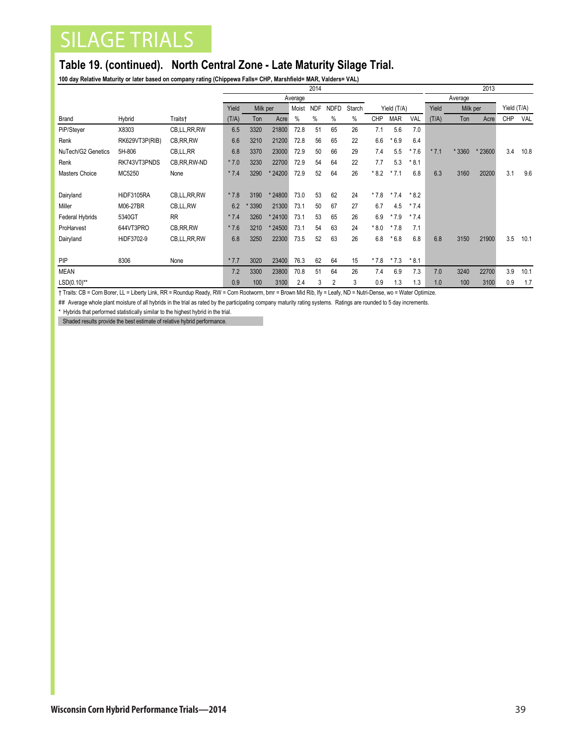# SILAGE TRIALS

## Table 19. (continued). North Central Zone - Late Maturity Silage Trial.

**100 day Relative Maturity or later based on company rating (Chippewa Falls= CHP, Marshfield= MAR, Valders= VAL)**

| | | | 2014 | | | | | | | | | | | 2013 | | | | |
|---|---|---|---|---|---|---|---|---|---|---|---|---|---|---|---|---|---|---|
| | | | Average | | | | | | | | | | | Average | | | | |
| | | | Yield | Milk per | | Moist | NDF | NDFD | Starch | Yield (T/A) | | | | Yield | Milk per | | Yield (T/A) | |
| Brand | Hybrid | Traits† | (T/A) | Ton | Acre | % | % | % | % | CHP | MAR | VAL | | (T/A) | Ton | Acre | CHP | VAL |
| PiP/Steyer | X8303 | CB,LL,RR,RW | 6.5 | 3320 | 21800 | 72.8 | 51 | 65 | 26 | 7.1 | 5.6 | 7.0 | | | | | | |
| Renk | RK629VT3P(RIB) | CB,RR,RW | 6.6 | 3210 | 21200 | 72.8 | 56 | 65 | 22 | 6.6 | * 6.9 | 6.4 | | | | | | |
| NuTech/G2 Genetics | 5H-806 | CB,LL,RR | 6.8 | 3370 | 23000 | 72.9 | 50 | 66 | 29 | 7.4 | 5.5 | * 7.6 | | * 7.1 | * 3360 | * 23600 | 3.4 | 10.8 |
| Renk | RK743VT3PNDS | CB,RR,RW-ND | * 7.0 | 3230 | 22700 | 72.9 | 54 | 64 | 22 | 7.7 | 5.3 | * 8.1 | | | | | | |
| Masters Choice | MC5250 | None | * 7.4 | 3290 | * 24200 | 72.9 | 52 | 64 | 26 | * 8.2 | * 7.1 | 6.8 | | 6.3 | 3160 | 20200 | 3.1 | 9.6 |
| Dairyland | HiDF3105RA | CB,LL,RR,RW | * 7.8 | 3190 | * 24800 | 73.0 | 53 | 62 | 24 | * 7.8 | * 7.4 | * 8.2 | | | | | | |
| Miller | M06-27BR | CB,LL,RW | 6.2 | * 3390 | 21300 | 73.1 | 50 | 67 | 27 | 6.7 | 4.5 | * 7.4 | | | | | | |
| Federal Hybrids | 5340GT | RR | * 7.4 | 3260 | * 24100 | 73.1 | 53 | 65 | 26 | 6.9 | * 7.9 | * 7.4 | | | | | | |
| ProHarvest | 644VT3PRO | CB,RR,RW | * 7.6 | 3210 | * 24500 | 73.1 | 54 | 63 | 24 | * 8.0 | * 7.8 | 7.1 | | | | | | |
| Dairyland | HiDF3702-9 | CB,LL,RR,RW | 6.8 | 3250 | 22300 | 73.5 | 52 | 63 | 26 | 6.8 | * 6.8 | 6.8 | | 6.8 | 3150 | 21900 | 3.5 | 10.1 |
| PIP | 8306 | None | * 7.7 | 3020 | 23400 | 76.3 | 62 | 64 | 15 | * 7.8 | * 7.3 | * 8.1 | | | | | | |
| MEAN | | | 7.2 | 3300 | 23800 | 70.8 | 51 | 64 | 26 | 7.4 | 6.9 | 7.3 | | 7.0 | 3240 | 22700 | 3.9 | 10.1 |
| LSD(0.10)** | | | 0.9 | 100 | 3100 | 2.4 | 3 | 2 | 3 | 0.9 | 1.3 | 1.3 | | 1.0 | 100 | 3100 | 0.9 | 1.7 |

† Traits: CB = Corn Borer, LL = Liberty Link, RR = Roundup Ready, RW = Corn Rootworm, bmr = Brown Mid Rib, lfy = Leafy, ND = Nutri-Dense, wo = Water Optimize.

## Average whole plant moisture of all hybrids in the trial as rated by the participating company maturity rating systems. Ratings are rounded to 5 day increments.

\* Hybrids that performed statistically similar to the highest hybrid in the trial.

Shaded results provide the best estimate of relative hybrid performance.